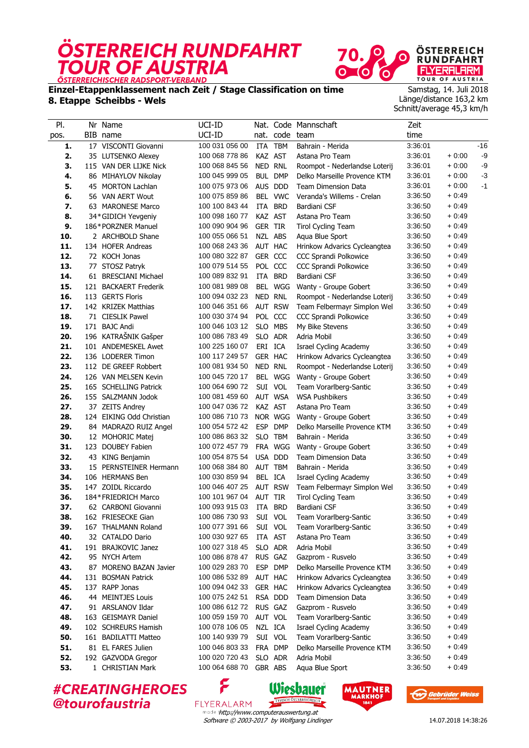# ÖSTERREICH RUNDFAHRT TOUR OF AUSTRIA

ÖSTERREICHISCHER RADSPORT-VERBAND

70. ÖSTERREICH RUNDFAHRT FLYERALARM TOUR OF AUSTRIA

**Einzel-Etappenklassement nach Zeit / Stage Classification on time**

**8. Etappe Scheibbs - Wels**

Samstag, 14. Juli 2018
Länge/distance 163,2 km
Schnitt/average 45,3 km/h

| Pl. pos. | Nr BIB | Name name | UCI-ID UCI-ID | Nat. nat. | Code code | Mannschaft team | Zeit time | | |
|---|---|---|---|---|---|---|---|---|---|
| **1.** | 17 | VISCONTI Giovanni | 100 031 056 00 | ITA | TBM | Bahrain - Merida | 3:36:01 | | -16 |
| **2.** | 35 | LUTSENKO Alexey | 100 068 778 86 | KAZ | AST | Astana Pro Team | 3:36:01 | + 0:00 | -9 |
| **3.** | 115 | VAN DER LIJKE Nick | 100 068 845 56 | NED | RNL | Roompot - Nederlandse Loterij | 3:36:01 | + 0:00 | -9 |
| **4.** | 86 | MIHAYLOV Nikolay | 100 045 999 05 | BUL | DMP | Delko Marseille Provence KTM | 3:36:01 | + 0:00 | -3 |
| **5.** | 45 | MORTON Lachlan | 100 075 973 06 | AUS | DDD | Team Dimension Data | 3:36:01 | + 0:00 | -1 |
| **6.** | 56 | VAN AERT Wout | 100 075 859 86 | BEL | VWC | Veranda's Willems - Crelan | 3:36:50 | + 0:49 | |
| **7.** | 63 | MARONESE Marco | 100 100 843 44 | ITA | BRD | Bardiani CSF | 3:36:50 | + 0:49 | |
| **8.** | 34* | GIDICH Yevgeniy | 100 098 160 77 | KAZ | AST | Astana Pro Team | 3:36:50 | + 0:49 | |
| **9.** | 186* | PORZNER Manuel | 100 090 904 96 | GER | TIR | Tirol Cycling Team | 3:36:50 | + 0:49 | |
| **10.** | 2 | ARCHBOLD Shane | 100 055 066 51 | NZL | ABS | Aqua Blue Sport | 3:36:50 | + 0:49 | |
| **11.** | 134 | HOFER Andreas | 100 068 243 36 | AUT | HAC | Hrinkow Advarics Cycleangtea | 3:36:50 | + 0:49 | |
| **12.** | 72 | KOCH Jonas | 100 080 322 87 | GER | CCC | CCC Sprandi Polkowice | 3:36:50 | + 0:49 | |
| **13.** | 77 | STOSZ Patryk | 100 079 514 55 | POL | CCC | CCC Sprandi Polkowice | 3:36:50 | + 0:49 | |
| **14.** | 61 | BRESCIANI Michael | 100 089 832 91 | ITA | BRD | Bardiani CSF | 3:36:50 | + 0:49 | |
| **15.** | 121 | BACKAERT Frederik | 100 081 989 08 | BEL | WGG | Wanty - Groupe Gobert | 3:36:50 | + 0:49 | |
| **16.** | 113 | GERTS Floris | 100 094 032 23 | NED | RNL | Roompot - Nederlandse Loterij | 3:36:50 | + 0:49 | |
| **17.** | 142 | KRIZEK Matthias | 100 046 351 66 | AUT | RSW | Team Felbermayr Simplon Wel | 3:36:50 | + 0:49 | |
| **18.** | 71 | CIESLIK Pawel | 100 030 374 94 | POL | CCC | CCC Sprandi Polkowice | 3:36:50 | + 0:49 | |
| **19.** | 171 | BAJC Andi | 100 046 103 12 | SLO | MBS | My Bike Stevens | 3:36:50 | + 0:49 | |
| **20.** | 196 | KATRAŠNIK Gašper | 100 086 783 49 | SLO | ADR | Adria Mobil | 3:36:50 | + 0:49 | |
| **21.** | 101 | ANDEMESKEL Awet | 100 225 160 07 | ERI | ICA | Israel Cycling Academy | 3:36:50 | + 0:49 | |
| **22.** | 136 | LODERER Timon | 100 117 249 57 | GER | HAC | Hrinkow Advarics Cycleangtea | 3:36:50 | + 0:49 | |
| **23.** | 112 | DE GREEF Robbert | 100 081 934 50 | NED | RNL | Roompot - Nederlandse Loterij | 3:36:50 | + 0:49 | |
| **24.** | 126 | VAN MELSEN Kevin | 100 045 720 17 | BEL | WGG | Wanty - Groupe Gobert | 3:36:50 | + 0:49 | |
| **25.** | 165 | SCHELLING Patrick | 100 064 690 72 | SUI | VOL | Team Vorarlberg-Santic | 3:36:50 | + 0:49 | |
| **26.** | 155 | SALZMANN Jodok | 100 081 459 60 | AUT | WSA | WSA Pushbikers | 3:36:50 | + 0:49 | |
| **27.** | 37 | ZEITS Andrey | 100 047 036 72 | KAZ | AST | Astana Pro Team | 3:36:50 | + 0:49 | |
| **28.** | 124 | EIKING Odd Christian | 100 086 710 73 | NOR | WGG | Wanty - Groupe Gobert | 3:36:50 | + 0:49 | |
| **29.** | 84 | MADRAZO RUIZ Angel | 100 054 572 42 | ESP | DMP | Delko Marseille Provence KTM | 3:36:50 | + 0:49 | |
| **30.** | 12 | MOHORIC Matej | 100 086 863 32 | SLO | TBM | Bahrain - Merida | 3:36:50 | + 0:49 | |
| **31.** | 123 | DOUBEY Fabien | 100 072 457 79 | FRA | WGG | Wanty - Groupe Gobert | 3:36:50 | + 0:49 | |
| **32.** | 43 | KING Benjamin | 100 054 875 54 | USA | DDD | Team Dimension Data | 3:36:50 | + 0:49 | |
| **33.** | 15 | PERNSTEINER Hermann | 100 068 384 80 | AUT | TBM | Bahrain - Merida | 3:36:50 | + 0:49 | |
| **34.** | 106 | HERMANS Ben | 100 030 859 94 | BEL | ICA | Israel Cycling Academy | 3:36:50 | + 0:49 | |
| **35.** | 147 | ZOIDL Riccardo | 100 046 407 25 | AUT | RSW | Team Felbermayr Simplon Wel | 3:36:50 | + 0:49 | |
| **36.** | 184* | FRIEDRICH Marco | 100 101 967 04 | AUT | TIR | Tirol Cycling Team | 3:36:50 | + 0:49 | |
| **37.** | 62 | CARBONI Giovanni | 100 093 915 03 | ITA | BRD | Bardiani CSF | 3:36:50 | + 0:49 | |
| **38.** | 162 | FRIESECKE Gian | 100 086 730 93 | SUI | VOL | Team Vorarlberg-Santic | 3:36:50 | + 0:49 | |
| **39.** | 167 | THALMANN Roland | 100 077 391 66 | SUI | VOL | Team Vorarlberg-Santic | 3:36:50 | + 0:49 | |
| **40.** | 32 | CATALDO Dario | 100 030 927 65 | ITA | AST | Astana Pro Team | 3:36:50 | + 0:49 | |
| **41.** | 191 | BRAJKOVIC Janez | 100 027 318 45 | SLO | ADR | Adria Mobil | 3:36:50 | + 0:49 | |
| **42.** | 95 | NYCH Artem | 100 086 878 47 | RUS | GAZ | Gazprom - Rusvelo | 3:36:50 | + 0:49 | |
| **43.** | 87 | MORENO BAZAN Javier | 100 029 283 70 | ESP | DMP | Delko Marseille Provence KTM | 3:36:50 | + 0:49 | |
| **44.** | 131 | BOSMAN Patrick | 100 096 532 89 | AUT | HAC | Hrinkow Advarics Cycleangtea | 3:36:50 | + 0:49 | |
| **45.** | 137 | RAPP Jonas | 100 094 042 33 | GER | HAC | Hrinkow Advarics Cycleangtea | 3:36:50 | + 0:49 | |
| **46.** | 44 | MEINTJES Louis | 100 075 242 51 | RSA | DDD | Team Dimension Data | 3:36:50 | + 0:49 | |
| **47.** | 91 | ARSLANOV Ildar | 100 086 612 72 | RUS | GAZ | Gazprom - Rusvelo | 3:36:50 | + 0:49 | |
| **48.** | 163 | GEISMAYR Daniel | 100 059 159 70 | AUT | VOL | Team Vorarlberg-Santic | 3:36:50 | + 0:49 | |
| **49.** | 102 | SCHREURS Hamish | 100 078 106 05 | NZL | ICA | Israel Cycling Academy | 3:36:50 | + 0:49 | |
| **50.** | 161 | BADILATTI Matteo | 100 140 939 79 | SUI | VOL | Team Vorarlberg-Santic | 3:36:50 | + 0:49 | |
| **51.** | 81 | EL FARES Julien | 100 046 803 33 | FRA | DMP | Delko Marseille Provence KTM | 3:36:50 | + 0:49 | |
| **52.** | 192 | GAZVODA Gregor | 100 020 720 43 | SLO | ADR | Adria Mobil | 3:36:50 | + 0:49 | |
| **53.** | 1 | CHRISTIAN Mark | 100 064 688 70 | GBR | ABS | Aqua Blue Sport | 3:36:50 | + 0:49 | |

**#CREATINGHEROES**
**@tourofaustria**

made by http://www.computerauswertung.at
*Software © 2003-2017 by Wolfgang Lindinger*

14.07.2018 14:38:26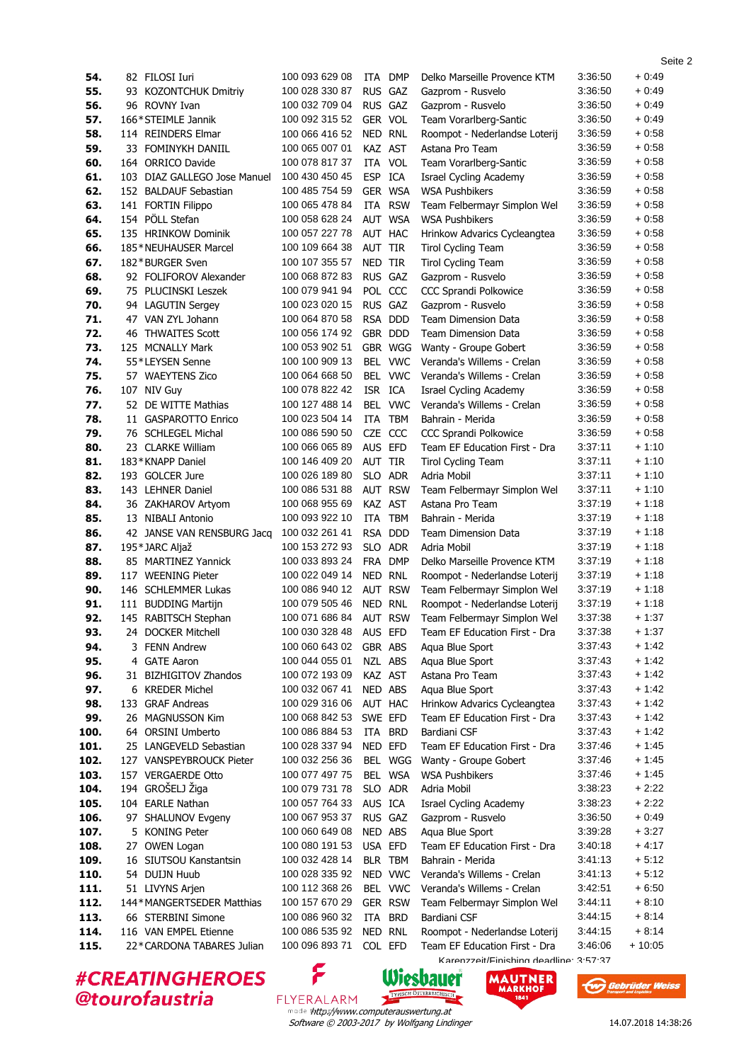| | | | | | | | | |
|---|---|---|---|---|---|---|---|---|
| **54.** | 82 | FILOSI Iuri | 100 093 629 08 | ITA | DMP | Delko Marseille Provence KTM | 3:36:50 | + 0:49 |
| **55.** | 93 | KOZONTCHUK Dmitriy | 100 028 330 87 | RUS | GAZ | Gazprom - Rusvelo | 3:36:50 | + 0:49 |
| **56.** | 96 | ROVNY Ivan | 100 032 709 04 | RUS | GAZ | Gazprom - Rusvelo | 3:36:50 | + 0:49 |
| **57.** | 166* | STEIMLE Jannik | 100 092 315 52 | GER | VOL | Team Vorarlberg-Santic | 3:36:50 | + 0:49 |
| **58.** | 114 | REINDERS Elmar | 100 066 416 52 | NED | RNL | Roompot - Nederlandse Loterij | 3:36:59 | + 0:58 |
| **59.** | 33 | FOMINYKH DANIIL | 100 065 007 01 | KAZ | AST | Astana Pro Team | 3:36:59 | + 0:58 |
| **60.** | 164 | ORRICO Davide | 100 078 817 37 | ITA | VOL | Team Vorarlberg-Santic | 3:36:59 | + 0:58 |
| **61.** | 103 | DIAZ GALLEGO Jose Manuel | 100 430 450 45 | ESP | ICA | Israel Cycling Academy | 3:36:59 | + 0:58 |
| **62.** | 152 | BALDAUF Sebastian | 100 485 754 59 | GER | WSA | WSA Pushbikers | 3:36:59 | + 0:58 |
| **63.** | 141 | FORTIN Filippo | 100 065 478 84 | ITA | RSW | Team Felbermayr Simplon Wel | 3:36:59 | + 0:58 |
| **64.** | 154 | PÖLL Stefan | 100 058 628 24 | AUT | WSA | WSA Pushbikers | 3:36:59 | + 0:58 |
| **65.** | 135 | HRINKOW Dominik | 100 057 227 78 | AUT | HAC | Hrinkow Advarics Cycleangtea | 3:36:59 | + 0:58 |
| **66.** | 185* | NEUHAUSER Marcel | 100 109 664 38 | AUT | TIR | Tirol Cycling Team | 3:36:59 | + 0:58 |
| **67.** | 182* | BURGER Sven | 100 107 355 57 | NED | TIR | Tirol Cycling Team | 3:36:59 | + 0:58 |
| **68.** | 92 | FOLIFOROV Alexander | 100 068 872 83 | RUS | GAZ | Gazprom - Rusvelo | 3:36:59 | + 0:58 |
| **69.** | 75 | PLUCINSKI Leszek | 100 079 941 94 | POL | CCC | CCC Sprandi Polkowice | 3:36:59 | + 0:58 |
| **70.** | 94 | LAGUTIN Sergey | 100 023 020 15 | RUS | GAZ | Gazprom - Rusvelo | 3:36:59 | + 0:58 |
| **71.** | 47 | VAN ZYL Johann | 100 064 870 58 | RSA | DDD | Team Dimension Data | 3:36:59 | + 0:58 |
| **72.** | 46 | THWAITES Scott | 100 056 174 92 | GBR | DDD | Team Dimension Data | 3:36:59 | + 0:58 |
| **73.** | 125 | MCNALLY Mark | 100 053 902 51 | GBR | WGG | Wanty - Groupe Gobert | 3:36:59 | + 0:58 |
| **74.** | 55* | LEYSEN Senne | 100 100 909 13 | BEL | VWC | Veranda's Willems - Crelan | 3:36:59 | + 0:58 |
| **75.** | 57 | WAEYTENS Zico | 100 064 668 50 | BEL | VWC | Veranda's Willems - Crelan | 3:36:59 | + 0:58 |
| **76.** | 107 | NIV Guy | 100 078 822 42 | ISR | ICA | Israel Cycling Academy | 3:36:59 | + 0:58 |
| **77.** | 52 | DE WITTE Mathias | 100 127 488 14 | BEL | VWC | Veranda's Willems - Crelan | 3:36:59 | + 0:58 |
| **78.** | 11 | GASPAROTTO Enrico | 100 023 504 14 | ITA | TBM | Bahrain - Merida | 3:36:59 | + 0:58 |
| **79.** | 76 | SCHLEGEL Michal | 100 086 590 50 | CZE | CCC | CCC Sprandi Polkowice | 3:36:59 | + 0:58 |
| **80.** | 23 | CLARKE William | 100 066 065 89 | AUS | EFD | Team EF Education First - Dra | 3:37:11 | + 1:10 |
| **81.** | 183* | KNAPP Daniel | 100 146 409 20 | AUT | TIR | Tirol Cycling Team | 3:37:11 | + 1:10 |
| **82.** | 193 | GOLCER Jure | 100 026 189 80 | SLO | ADR | Adria Mobil | 3:37:11 | + 1:10 |
| **83.** | 143 | LEHNER Daniel | 100 086 531 88 | AUT | RSW | Team Felbermayr Simplon Wel | 3:37:11 | + 1:10 |
| **84.** | 36 | ZAKHAROV Artyom | 100 068 955 69 | KAZ | AST | Astana Pro Team | 3:37:19 | + 1:18 |
| **85.** | 13 | NIBALI Antonio | 100 093 922 10 | ITA | TBM | Bahrain - Merida | 3:37:19 | + 1:18 |
| **86.** | 42 | JANSE VAN RENSBURG Jacq | 100 032 261 41 | RSA | DDD | Team Dimension Data | 3:37:19 | + 1:18 |
| **87.** | 195* | JARC Aljaž | 100 153 272 93 | SLO | ADR | Adria Mobil | 3:37:19 | + 1:18 |
| **88.** | 85 | MARTINEZ Yannick | 100 033 893 24 | FRA | DMP | Delko Marseille Provence KTM | 3:37:19 | + 1:18 |
| **89.** | 117 | WEENING Pieter | 100 022 049 14 | NED | RNL | Roompot - Nederlandse Loterij | 3:37:19 | + 1:18 |
| **90.** | 146 | SCHLEMMER Lukas | 100 086 940 12 | AUT | RSW | Team Felbermayr Simplon Wel | 3:37:19 | + 1:18 |
| **91.** | 111 | BUDDING Martijn | 100 079 505 46 | NED | RNL | Roompot - Nederlandse Loterij | 3:37:19 | + 1:18 |
| **92.** | 145 | RABITSCH Stephan | 100 071 686 84 | AUT | RSW | Team Felbermayr Simplon Wel | 3:37:38 | + 1:37 |
| **93.** | 24 | DOCKER Mitchell | 100 030 328 48 | AUS | EFD | Team EF Education First - Dra | 3:37:38 | + 1:37 |
| **94.** | 3 | FENN Andrew | 100 060 643 02 | GBR | ABS | Aqua Blue Sport | 3:37:43 | + 1:42 |
| **95.** | 4 | GATE Aaron | 100 044 055 01 | NZL | ABS | Aqua Blue Sport | 3:37:43 | + 1:42 |
| **96.** | 31 | BIZHIGITOV Zhandos | 100 072 193 09 | KAZ | AST | Astana Pro Team | 3:37:43 | + 1:42 |
| **97.** | 6 | KREDER Michel | 100 032 067 41 | NED | ABS | Aqua Blue Sport | 3:37:43 | + 1:42 |
| **98.** | 133 | GRAF Andreas | 100 029 316 06 | AUT | HAC | Hrinkow Advarics Cycleangtea | 3:37:43 | + 1:42 |
| **99.** | 26 | MAGNUSSON Kim | 100 068 842 53 | SWE | EFD | Team EF Education First - Dra | 3:37:43 | + 1:42 |
| **100.** | 64 | ORSINI Umberto | 100 086 884 53 | ITA | BRD | Bardiani CSF | 3:37:43 | + 1:42 |
| **101.** | 25 | LANGEVELD Sebastian | 100 028 337 94 | NED | EFD | Team EF Education First - Dra | 3:37:46 | + 1:45 |
| **102.** | 127 | VANSPEYBROUCK Pieter | 100 032 256 36 | BEL | WGG | Wanty - Groupe Gobert | 3:37:46 | + 1:45 |
| **103.** | 157 | VERGAERDE Otto | 100 077 497 75 | BEL | WSA | WSA Pushbikers | 3:37:46 | + 1:45 |
| **104.** | 194 | GROŠELJ Žiga | 100 079 731 78 | SLO | ADR | Adria Mobil | 3:38:23 | + 2:22 |
| **105.** | 104 | EARLE Nathan | 100 057 764 33 | AUS | ICA | Israel Cycling Academy | 3:38:23 | + 2:22 |
| **106.** | 97 | SHALUNOV Evgeny | 100 067 953 37 | RUS | GAZ | Gazprom - Rusvelo | 3:36:50 | + 0:49 |
| **107.** | 5 | KONING Peter | 100 060 649 08 | NED | ABS | Aqua Blue Sport | 3:39:28 | + 3:27 |
| **108.** | 27 | OWEN Logan | 100 080 191 53 | USA | EFD | Team EF Education First - Dra | 3:40:18 | + 4:17 |
| **109.** | 16 | SIUTSOU Kanstantsin | 100 032 428 14 | BLR | TBM | Bahrain - Merida | 3:41:13 | + 5:12 |
| **110.** | 54 | DUIJN Huub | 100 028 335 92 | NED | VWC | Veranda's Willems - Crelan | 3:41:13 | + 5:12 |
| **111.** | 51 | LIVYNS Arjen | 100 112 368 26 | BEL | VWC | Veranda's Willems - Crelan | 3:42:51 | + 6:50 |
| **112.** | 144* | MANGERTSEDER Matthias | 100 157 670 29 | GER | RSW | Team Felbermayr Simplon Wel | 3:44:11 | + 8:10 |
| **113.** | 66 | STERBINI Simone | 100 086 960 32 | ITA | BRD | Bardiani CSF | 3:44:15 | + 8:14 |
| **114.** | 116 | VAN EMPEL Etienne | 100 086 535 92 | NED | RNL | Roompot - Nederlandse Loterij | 3:44:15 | + 8:14 |
| **115.** | 22* | CARDONA TABARES Julian | 100 096 893 71 | COL | EFD | Team EF Education First - Dra | 3:46:06 | + 10:05 |

Karenzzeit/Finishing deadline: 3:57:37

**#CREATINGHEROES**
**@tourofaustria**

FLYERALARM · Wiesbauer · MAUTNER MARKHOF · Gebrüder Weiss

made by http://www.computerauswertung.at
*Software © 2003-2017 by Wolfgang Lindinger*

14.07.2018 14:38:26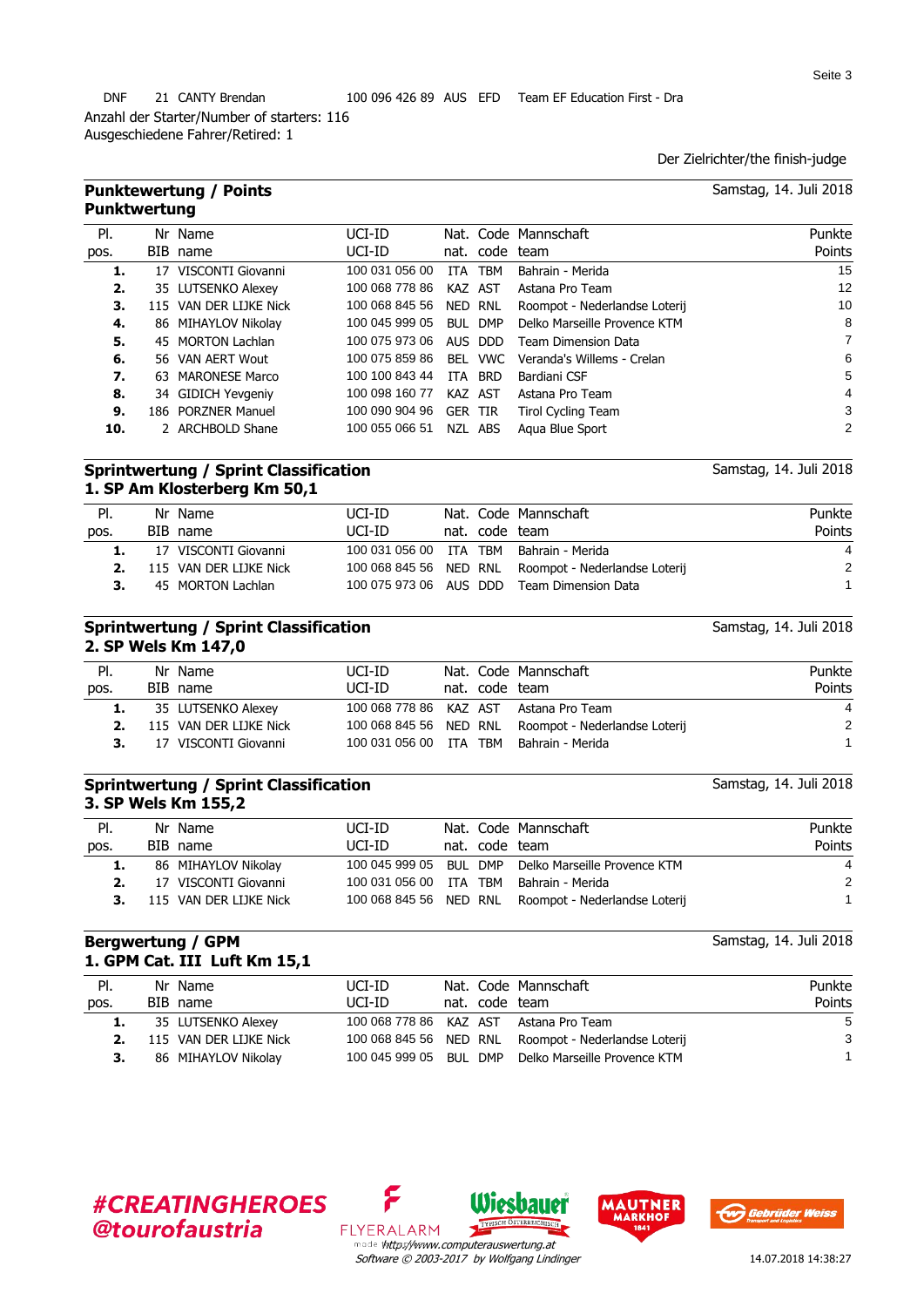| DNF | 21 | CANTY Brendan | 100 096 426 89 | AUS | EFD | Team EF Education First - Dra |
|---|---|---|---|---|---|---|

Anzahl der Starter/Number of starters: 116
Ausgeschiedene Fahrer/Retired: 1

Der Zielrichter/the finish-judge

## Punktewertung / Points
### Punktwertung

Samstag, 14. Juli 2018

| Pl. pos. | Nr BIB | Name name | UCI-ID UCI-ID | Nat. nat. | Code code | Mannschaft team | Punkte Points |
|---|---|---|---|---|---|---|---|
| **1.** | 17 | VISCONTI Giovanni | 100 031 056 00 | ITA | TBM | Bahrain - Merida | 15 |
| **2.** | 35 | LUTSENKO Alexey | 100 068 778 86 | KAZ | AST | Astana Pro Team | 12 |
| **3.** | 115 | VAN DER LIJKE Nick | 100 068 845 56 | NED | RNL | Roompot - Nederlandse Loterij | 10 |
| **4.** | 86 | MIHAYLOV Nikolay | 100 045 999 05 | BUL | DMP | Delko Marseille Provence KTM | 8 |
| **5.** | 45 | MORTON Lachlan | 100 075 973 06 | AUS | DDD | Team Dimension Data | 7 |
| **6.** | 56 | VAN AERT Wout | 100 075 859 86 | BEL | VWC | Veranda's Willems - Crelan | 6 |
| **7.** | 63 | MARONESE Marco | 100 100 843 44 | ITA | BRD | Bardiani CSF | 5 |
| **8.** | 34 | GIDICH Yevgeniy | 100 098 160 77 | KAZ | AST | Astana Pro Team | 4 |
| **9.** | 186 | PORZNER Manuel | 100 090 904 96 | GER | TIR | Tirol Cycling Team | 3 |
| **10.** | 2 | ARCHBOLD Shane | 100 055 066 51 | NZL | ABS | Aqua Blue Sport | 2 |

## Sprintwertung / Sprint Classification
### 1. SP Am Klosterberg Km 50,1

Samstag, 14. Juli 2018

| Pl. pos. | Nr BIB | Name name | UCI-ID UCI-ID | Nat. nat. | Code code | Mannschaft team | Punkte Points |
|---|---|---|---|---|---|---|---|
| **1.** | 17 | VISCONTI Giovanni | 100 031 056 00 | ITA | TBM | Bahrain - Merida | 4 |
| **2.** | 115 | VAN DER LIJKE Nick | 100 068 845 56 | NED | RNL | Roompot - Nederlandse Loterij | 2 |
| **3.** | 45 | MORTON Lachlan | 100 075 973 06 | AUS | DDD | Team Dimension Data | 1 |

## Sprintwertung / Sprint Classification
### 2. SP Wels Km 147,0

Samstag, 14. Juli 2018

| Pl. pos. | Nr BIB | Name name | UCI-ID UCI-ID | Nat. nat. | Code code | Mannschaft team | Punkte Points |
|---|---|---|---|---|---|---|---|
| **1.** | 35 | LUTSENKO Alexey | 100 068 778 86 | KAZ | AST | Astana Pro Team | 4 |
| **2.** | 115 | VAN DER LIJKE Nick | 100 068 845 56 | NED | RNL | Roompot - Nederlandse Loterij | 2 |
| **3.** | 17 | VISCONTI Giovanni | 100 031 056 00 | ITA | TBM | Bahrain - Merida | 1 |

## Sprintwertung / Sprint Classification
### 3. SP Wels Km 155,2

Samstag, 14. Juli 2018

| Pl. pos. | Nr BIB | Name name | UCI-ID UCI-ID | Nat. nat. | Code code | Mannschaft team | Punkte Points |
|---|---|---|---|---|---|---|---|
| **1.** | 86 | MIHAYLOV Nikolay | 100 045 999 05 | BUL | DMP | Delko Marseille Provence KTM | 4 |
| **2.** | 17 | VISCONTI Giovanni | 100 031 056 00 | ITA | TBM | Bahrain - Merida | 2 |
| **3.** | 115 | VAN DER LIJKE Nick | 100 068 845 56 | NED | RNL | Roompot - Nederlandse Loterij | 1 |

## Bergwertung / GPM
### 1. GPM Cat. III Luft Km 15,1

Samstag, 14. Juli 2018

| Pl. pos. | Nr BIB | Name name | UCI-ID UCI-ID | Nat. nat. | Code code | Mannschaft team | Punkte Points |
|---|---|---|---|---|---|---|---|
| **1.** | 35 | LUTSENKO Alexey | 100 068 778 86 | KAZ | AST | Astana Pro Team | 5 |
| **2.** | 115 | VAN DER LIJKE Nick | 100 068 845 56 | NED | RNL | Roompot - Nederlandse Loterij | 3 |
| **3.** | 86 | MIHAYLOV Nikolay | 100 045 999 05 | BUL | DMP | Delko Marseille Provence KTM | 1 |

**#CREATINGHEROES**
**@tourofaustria**

FLYERALARM Wiesbauer MAUTNER MARKHOF Gebrüder Weiss

*made by http://www.computerauswertung.at*
*Software © 2003-2017 by Wolfgang Lindinger*

14.07.2018 14:38:27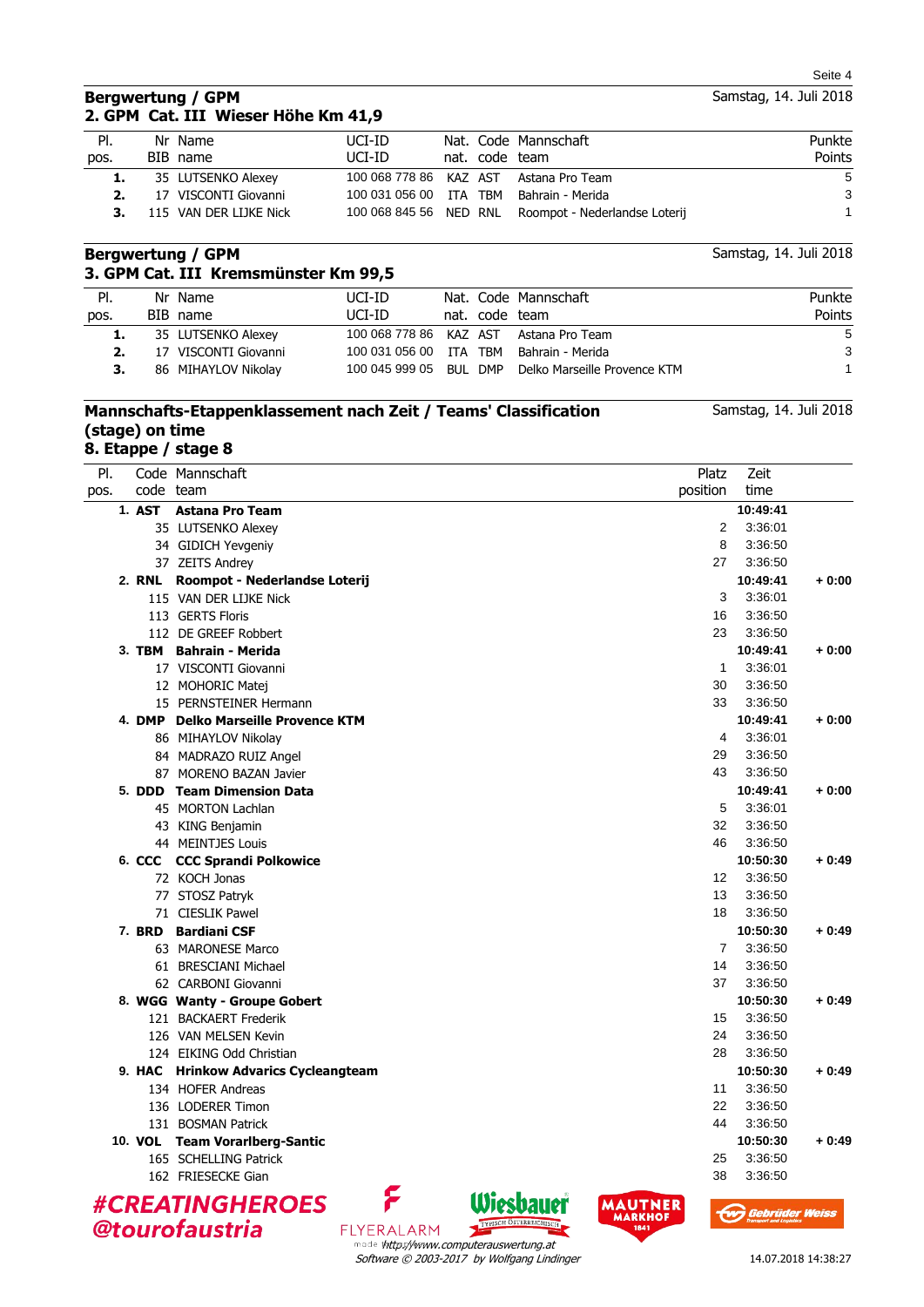## Bergwertung / GPM

Samstag, 14. Juli 2018

### 2. GPM Cat. III Wieser Höhe Km 41,9

| Pl. pos. | Nr BIB | Name name | UCI-ID UCI-ID | Nat. nat. | Code code | Mannschaft team | Punkte Points |
|---|---|---|---|---|---|---|---|
| 1. | 35 | LUTSENKO Alexey | 100 068 778 86 | KAZ | AST | Astana Pro Team | 5 |
| 2. | 17 | VISCONTI Giovanni | 100 031 056 00 | ITA | TBM | Bahrain - Merida | 3 |
| 3. | 115 | VAN DER LIJKE Nick | 100 068 845 56 | NED | RNL | Roompot - Nederlandse Loterij | 1 |

## Bergwertung / GPM

Samstag, 14. Juli 2018

### 3. GPM Cat. III Kremsmünster Km 99,5

| Pl. pos. | Nr BIB | Name name | UCI-ID UCI-ID | Nat. nat. | Code code | Mannschaft team | Punkte Points |
|---|---|---|---|---|---|---|---|
| 1. | 35 | LUTSENKO Alexey | 100 068 778 86 | KAZ | AST | Astana Pro Team | 5 |
| 2. | 17 | VISCONTI Giovanni | 100 031 056 00 | ITA | TBM | Bahrain - Merida | 3 |
| 3. | 86 | MIHAYLOV Nikolay | 100 045 999 05 | BUL | DMP | Delko Marseille Provence KTM | 1 |

## Mannschafts-Etappenklassement nach Zeit / Teams' Classification (stage) on time

Samstag, 14. Juli 2018

### 8. Etappe / stage 8

| Pl. pos. | Code code | Mannschaft team | Platz position | Zeit time | |
|---|---|---|---|---|---|
| **1.** | **AST** | **Astana Pro Team** | | **10:49:41** | |
| | 35 | LUTSENKO Alexey | 2 | 3:36:01 | |
| | 34 | GIDICH Yevgeniy | 8 | 3:36:50 | |
| | 37 | ZEITS Andrey | 27 | 3:36:50 | |
| **2.** | **RNL** | **Roompot - Nederlandse Loterij** | | **10:49:41** | **+ 0:00** |
| | 115 | VAN DER LIJKE Nick | 3 | 3:36:01 | |
| | 113 | GERTS Floris | 16 | 3:36:50 | |
| | 112 | DE GREEF Robbert | 23 | 3:36:50 | |
| **3.** | **TBM** | **Bahrain - Merida** | | **10:49:41** | **+ 0:00** |
| | 17 | VISCONTI Giovanni | 1 | 3:36:01 | |
| | 12 | MOHORIC Matej | 30 | 3:36:50 | |
| | 15 | PERNSTEINER Hermann | 33 | 3:36:50 | |
| **4.** | **DMP** | **Delko Marseille Provence KTM** | | **10:49:41** | **+ 0:00** |
| | 86 | MIHAYLOV Nikolay | 4 | 3:36:01 | |
| | 84 | MADRAZO RUIZ Angel | 29 | 3:36:50 | |
| | 87 | MORENO BAZAN Javier | 43 | 3:36:50 | |
| **5.** | **DDD** | **Team Dimension Data** | | **10:49:41** | **+ 0:00** |
| | 45 | MORTON Lachlan | 5 | 3:36:01 | |
| | 43 | KING Benjamin | 32 | 3:36:50 | |
| | 44 | MEINTJES Louis | 46 | 3:36:50 | |
| **6.** | **CCC** | **CCC Sprandi Polkowice** | | **10:50:30** | **+ 0:49** |
| | 72 | KOCH Jonas | 12 | 3:36:50 | |
| | 77 | STOSZ Patryk | 13 | 3:36:50 | |
| | 71 | CIESLIK Pawel | 18 | 3:36:50 | |
| **7.** | **BRD** | **Bardiani CSF** | | **10:50:30** | **+ 0:49** |
| | 63 | MARONESE Marco | 7 | 3:36:50 | |
| | 61 | BRESCIANI Michael | 14 | 3:36:50 | |
| | 62 | CARBONI Giovanni | 37 | 3:36:50 | |
| **8.** | **WGG** | **Wanty - Groupe Gobert** | | **10:50:30** | **+ 0:49** |
| | 121 | BACKAERT Frederik | 15 | 3:36:50 | |
| | 126 | VAN MELSEN Kevin | 24 | 3:36:50 | |
| | 124 | EIKING Odd Christian | 28 | 3:36:50 | |
| **9.** | **HAC** | **Hrinkow Advarics Cycleangteam** | | **10:50:30** | **+ 0:49** |
| | 134 | HOFER Andreas | 11 | 3:36:50 | |
| | 136 | LODERER Timon | 22 | 3:36:50 | |
| | 131 | BOSMAN Patrick | 44 | 3:36:50 | |
| **10.** | **VOL** | **Team Vorarlberg-Santic** | | **10:50:30** | **+ 0:49** |
| | 165 | SCHELLING Patrick | 25 | 3:36:50 | |
| | 162 | FRIESECKE Gian | 38 | 3:36:50 | |

#CREATINGHEROES @tourofaustria

made by http://www.computerauswertung.at
Software © 2003-2017 by Wolfgang Lindinger

14.07.2018 14:38:27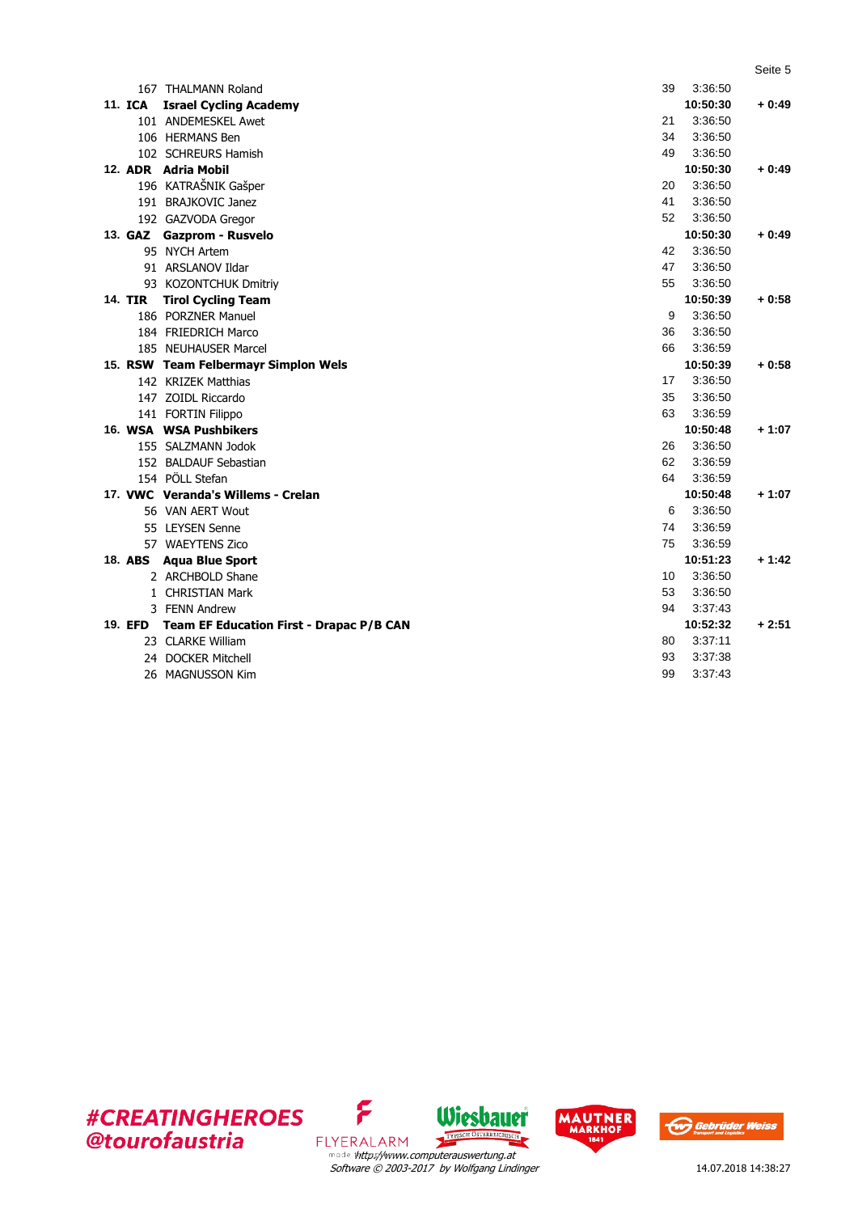| Pos. | Team / Rider | Place | Time | Gap |
|---|---|---|---|---|
| | 167 THALMANN Roland | 39 | 3:36:50 | |
| **11. ICA** | **Israel Cycling Academy** | | **10:50:30** | **+ 0:49** |
| | 101 ANDEMESKEL Awet | 21 | 3:36:50 | |
| | 106 HERMANS Ben | 34 | 3:36:50 | |
| | 102 SCHREURS Hamish | 49 | 3:36:50 | |
| **12. ADR** | **Adria Mobil** | | **10:50:30** | **+ 0:49** |
| | 196 KATRAŠNIK Gašper | 20 | 3:36:50 | |
| | 191 BRAJKOVIC Janez | 41 | 3:36:50 | |
| | 192 GAZVODA Gregor | 52 | 3:36:50 | |
| **13. GAZ** | **Gazprom - Rusvelo** | | **10:50:30** | **+ 0:49** |
| | 95 NYCH Artem | 42 | 3:36:50 | |
| | 91 ARSLANOV Ildar | 47 | 3:36:50 | |
| | 93 KOZONTCHUK Dmitriy | 55 | 3:36:50 | |
| **14. TIR** | **Tirol Cycling Team** | | **10:50:39** | **+ 0:58** |
| | 186 PORZNER Manuel | 9 | 3:36:50 | |
| | 184 FRIEDRICH Marco | 36 | 3:36:50 | |
| | 185 NEUHAUSER Marcel | 66 | 3:36:59 | |
| **15. RSW** | **Team Felbermayr Simplon Wels** | | **10:50:39** | **+ 0:58** |
| | 142 KRIZEK Matthias | 17 | 3:36:50 | |
| | 147 ZOIDL Riccardo | 35 | 3:36:50 | |
| | 141 FORTIN Filippo | 63 | 3:36:59 | |
| **16. WSA** | **WSA Pushbikers** | | **10:50:48** | **+ 1:07** |
| | 155 SALZMANN Jodok | 26 | 3:36:50 | |
| | 152 BALDAUF Sebastian | 62 | 3:36:59 | |
| | 154 PÖLL Stefan | 64 | 3:36:59 | |
| **17. VWC** | **Veranda's Willems - Crelan** | | **10:50:48** | **+ 1:07** |
| | 56 VAN AERT Wout | 6 | 3:36:50 | |
| | 55 LEYSEN Senne | 74 | 3:36:59 | |
| | 57 WAEYTENS Zico | 75 | 3:36:59 | |
| **18. ABS** | **Aqua Blue Sport** | | **10:51:23** | **+ 1:42** |
| | 2 ARCHBOLD Shane | 10 | 3:36:50 | |
| | 1 CHRISTIAN Mark | 53 | 3:36:50 | |
| | 3 FENN Andrew | 94 | 3:37:43 | |
| **19. EFD** | **Team EF Education First - Drapac P/B CAN** | | **10:52:32** | **+ 2:51** |
| | 23 CLARKE William | 80 | 3:37:11 | |
| | 24 DOCKER Mitchell | 93 | 3:37:38 | |
| | 26 MAGNUSSON Kim | 99 | 3:37:43 | |

#CREATINGHEROES @tourofaustria

*http://www.computerauswertung.at Software © 2003-2017 by Wolfgang Lindinger*

14.07.2018 14:38:27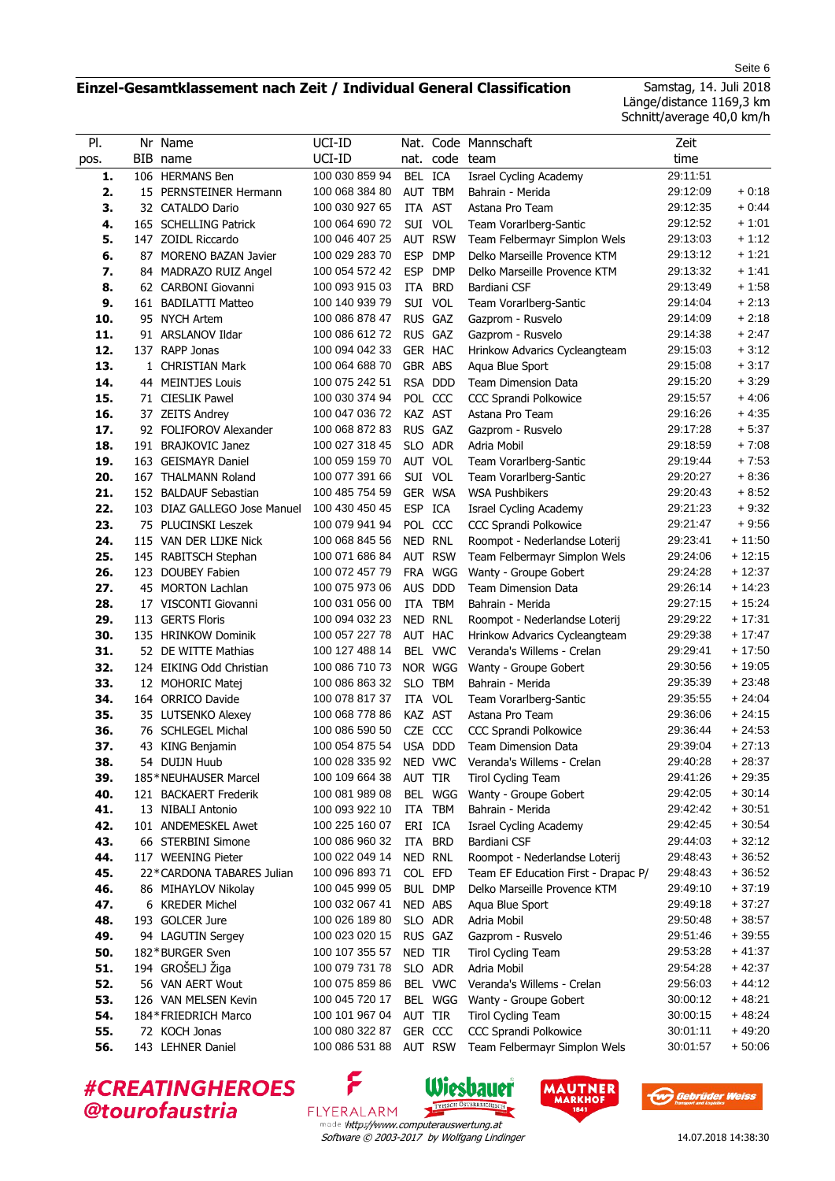## Einzel-Gesamtklassement nach Zeit / Individual General Classification

Samstag, 14. Juli 2018
Länge/distance 1169,3 km
Schnitt/average 40,0 km/h

| Pl. pos. | Nr BIB | Name name | UCI-ID UCI-ID | Nat. nat. | Code code | Mannschaft team | Zeit time | |
|---|---|---|---|---|---|---|---|---|
| **1.** | 106 | HERMANS Ben | 100 030 859 94 | BEL | ICA | Israel Cycling Academy | 29:11:51 | |
| **2.** | 15 | PERNSTEINER Hermann | 100 068 384 80 | AUT | TBM | Bahrain - Merida | 29:12:09 | + 0:18 |
| **3.** | 32 | CATALDO Dario | 100 030 927 65 | ITA | AST | Astana Pro Team | 29:12:35 | + 0:44 |
| **4.** | 165 | SCHELLING Patrick | 100 064 690 72 | SUI | VOL | Team Vorarlberg-Santic | 29:12:52 | + 1:01 |
| **5.** | 147 | ZOIDL Riccardo | 100 046 407 25 | AUT | RSW | Team Felbermayr Simplon Wels | 29:13:03 | + 1:12 |
| **6.** | 87 | MORENO BAZAN Javier | 100 029 283 70 | ESP | DMP | Delko Marseille Provence KTM | 29:13:12 | + 1:21 |
| **7.** | 84 | MADRAZO RUIZ Angel | 100 054 572 42 | ESP | DMP | Delko Marseille Provence KTM | 29:13:32 | + 1:41 |
| **8.** | 62 | CARBONI Giovanni | 100 093 915 03 | ITA | BRD | Bardiani CSF | 29:13:49 | + 1:58 |
| **9.** | 161 | BADILATTI Matteo | 100 140 939 79 | SUI | VOL | Team Vorarlberg-Santic | 29:14:04 | + 2:13 |
| **10.** | 95 | NYCH Artem | 100 086 878 47 | RUS | GAZ | Gazprom - Rusvelo | 29:14:09 | + 2:18 |
| **11.** | 91 | ARSLANOV Ildar | 100 086 612 72 | RUS | GAZ | Gazprom - Rusvelo | 29:14:38 | + 2:47 |
| **12.** | 137 | RAPP Jonas | 100 094 042 33 | GER | HAC | Hrinkow Advarics Cycleangteam | 29:15:03 | + 3:12 |
| **13.** | 1 | CHRISTIAN Mark | 100 064 688 70 | GBR | ABS | Aqua Blue Sport | 29:15:08 | + 3:17 |
| **14.** | 44 | MEINTJES Louis | 100 075 242 51 | RSA | DDD | Team Dimension Data | 29:15:20 | + 3:29 |
| **15.** | 71 | CIESLIK Pawel | 100 030 374 94 | POL | CCC | CCC Sprandi Polkowice | 29:15:57 | + 4:06 |
| **16.** | 37 | ZEITS Andrey | 100 047 036 72 | KAZ | AST | Astana Pro Team | 29:16:26 | + 4:35 |
| **17.** | 92 | FOLIFOROV Alexander | 100 068 872 83 | RUS | GAZ | Gazprom - Rusvelo | 29:17:28 | + 5:37 |
| **18.** | 191 | BRAJKOVIC Janez | 100 027 318 45 | SLO | ADR | Adria Mobil | 29:18:59 | + 7:08 |
| **19.** | 163 | GEISMAYR Daniel | 100 059 159 70 | AUT | VOL | Team Vorarlberg-Santic | 29:19:44 | + 7:53 |
| **20.** | 167 | THALMANN Roland | 100 077 391 66 | SUI | VOL | Team Vorarlberg-Santic | 29:20:27 | + 8:36 |
| **21.** | 152 | BALDAUF Sebastian | 100 485 754 59 | GER | WSA | WSA Pushbikers | 29:20:43 | + 8:52 |
| **22.** | 103 | DIAZ GALLEGO Jose Manuel | 100 430 450 45 | ESP | ICA | Israel Cycling Academy | 29:21:23 | + 9:32 |
| **23.** | 75 | PLUCINSKI Leszek | 100 079 941 94 | POL | CCC | CCC Sprandi Polkowice | 29:21:47 | + 9:56 |
| **24.** | 115 | VAN DER LIJKE Nick | 100 068 845 56 | NED | RNL | Roompot - Nederlandse Loterij | 29:23:41 | + 11:50 |
| **25.** | 145 | RABITSCH Stephan | 100 071 686 84 | AUT | RSW | Team Felbermayr Simplon Wels | 29:24:06 | + 12:15 |
| **26.** | 123 | DOUBEY Fabien | 100 072 457 79 | FRA | WGG | Wanty - Groupe Gobert | 29:24:28 | + 12:37 |
| **27.** | 45 | MORTON Lachlan | 100 075 973 06 | AUS | DDD | Team Dimension Data | 29:26:14 | + 14:23 |
| **28.** | 17 | VISCONTI Giovanni | 100 031 056 00 | ITA | TBM | Bahrain - Merida | 29:27:15 | + 15:24 |
| **29.** | 113 | GERTS Floris | 100 094 032 23 | NED | RNL | Roompot - Nederlandse Loterij | 29:29:22 | + 17:31 |
| **30.** | 135 | HRINKOW Dominik | 100 057 227 78 | AUT | HAC | Hrinkow Advarics Cycleangteam | 29:29:38 | + 17:47 |
| **31.** | 52 | DE WITTE Mathias | 100 127 488 14 | BEL | VWC | Veranda's Willems - Crelan | 29:29:41 | + 17:50 |
| **32.** | 124 | EIKING Odd Christian | 100 086 710 73 | NOR | WGG | Wanty - Groupe Gobert | 29:30:56 | + 19:05 |
| **33.** | 12 | MOHORIC Matej | 100 086 863 32 | SLO | TBM | Bahrain - Merida | 29:35:39 | + 23:48 |
| **34.** | 164 | ORRICO Davide | 100 078 817 37 | ITA | VOL | Team Vorarlberg-Santic | 29:35:55 | + 24:04 |
| **35.** | 35 | LUTSENKO Alexey | 100 068 778 86 | KAZ | AST | Astana Pro Team | 29:36:06 | + 24:15 |
| **36.** | 76 | SCHLEGEL Michal | 100 086 590 50 | CZE | CCC | CCC Sprandi Polkowice | 29:36:44 | + 24:53 |
| **37.** | 43 | KING Benjamin | 100 054 875 54 | USA | DDD | Team Dimension Data | 29:39:04 | + 27:13 |
| **38.** | 54 | DUIJN Huub | 100 028 335 92 | NED | VWC | Veranda's Willems - Crelan | 29:40:28 | + 28:37 |
| **39.** | 185* | NEUHAUSER Marcel | 100 109 664 38 | AUT | TIR | Tirol Cycling Team | 29:41:26 | + 29:35 |
| **40.** | 121 | BACKAERT Frederik | 100 081 989 08 | BEL | WGG | Wanty - Groupe Gobert | 29:42:05 | + 30:14 |
| **41.** | 13 | NIBALI Antonio | 100 093 922 10 | ITA | TBM | Bahrain - Merida | 29:42:42 | + 30:51 |
| **42.** | 101 | ANDEMESKEL Awet | 100 225 160 07 | ERI | ICA | Israel Cycling Academy | 29:42:45 | + 30:54 |
| **43.** | 66 | STERBINI Simone | 100 086 960 32 | ITA | BRD | Bardiani CSF | 29:44:03 | + 32:12 |
| **44.** | 117 | WEENING Pieter | 100 022 049 14 | NED | RNL | Roompot - Nederlandse Loterij | 29:48:43 | + 36:52 |
| **45.** | 22* | CARDONA TABARES Julian | 100 096 893 71 | COL | EFD | Team EF Education First - Drapac P/ | 29:48:43 | + 36:52 |
| **46.** | 86 | MIHAYLOV Nikolay | 100 045 999 05 | BUL | DMP | Delko Marseille Provence KTM | 29:49:10 | + 37:19 |
| **47.** | 6 | KREDER Michel | 100 032 067 41 | NED | ABS | Aqua Blue Sport | 29:49:18 | + 37:27 |
| **48.** | 193 | GOLCER Jure | 100 026 189 80 | SLO | ADR | Adria Mobil | 29:50:48 | + 38:57 |
| **49.** | 94 | LAGUTIN Sergey | 100 023 020 15 | RUS | GAZ | Gazprom - Rusvelo | 29:51:46 | + 39:55 |
| **50.** | 182* | BURGER Sven | 100 107 355 57 | NED | TIR | Tirol Cycling Team | 29:53:28 | + 41:37 |
| **51.** | 194 | GROŠELJ Žiga | 100 079 731 78 | SLO | ADR | Adria Mobil | 29:54:28 | + 42:37 |
| **52.** | 56 | VAN AERT Wout | 100 075 859 86 | BEL | VWC | Veranda's Willems - Crelan | 29:56:03 | + 44:12 |
| **53.** | 126 | VAN MELSEN Kevin | 100 045 720 17 | BEL | WGG | Wanty - Groupe Gobert | 30:00:12 | + 48:21 |
| **54.** | 184* | FRIEDRICH Marco | 100 101 967 04 | AUT | TIR | Tirol Cycling Team | 30:00:15 | + 48:24 |
| **55.** | 72 | KOCH Jonas | 100 080 322 87 | GER | CCC | CCC Sprandi Polkowice | 30:01:11 | + 49:20 |
| **56.** | 143 | LEHNER Daniel | 100 086 531 88 | AUT | RSW | Team Felbermayr Simplon Wels | 30:01:57 | + 50:06 |

#CREATINGHEROES
@tourofaustria

made by http://www.computerauswertung.at
Software © 2003-2017 by Wolfgang Lindinger

14.07.2018 14:38:30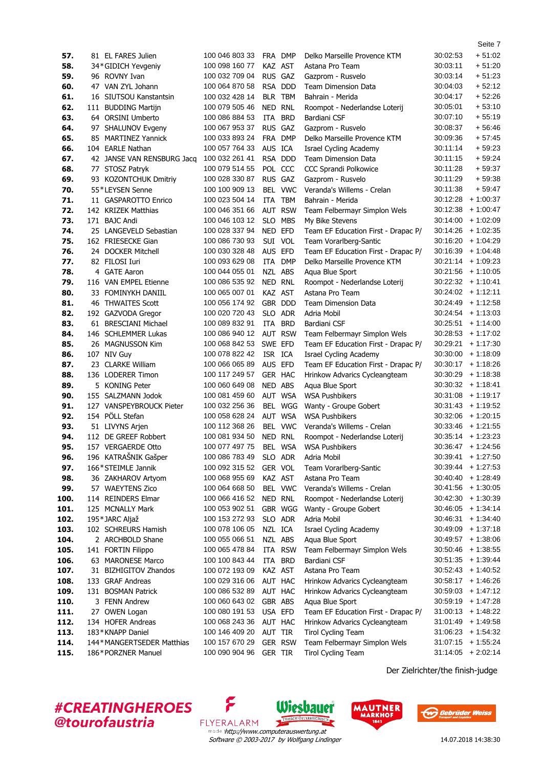| | | | | | | | | |
|---|---|---|---|---|---|---|---|---|
| **57.** | 81 | EL FARES Julien | 100 046 803 33 | FRA | DMP | Delko Marseille Provence KTM | 30:02:53 | + 51:02 |
| **58.** | 34* | GIDICH Yevgeniy | 100 098 160 77 | KAZ | AST | Astana Pro Team | 30:03:11 | + 51:20 |
| **59.** | 96 | ROVNY Ivan | 100 032 709 04 | RUS | GAZ | Gazprom - Rusvelo | 30:03:14 | + 51:23 |
| **60.** | 47 | VAN ZYL Johann | 100 064 870 58 | RSA | DDD | Team Dimension Data | 30:04:03 | + 52:12 |
| **61.** | 16 | SIUTSOU Kanstantsin | 100 032 428 14 | BLR | TBM | Bahrain - Merida | 30:04:17 | + 52:26 |
| **62.** | 111 | BUDDING Martijn | 100 079 505 46 | NED | RNL | Roompot - Nederlandse Loterij | 30:05:01 | + 53:10 |
| **63.** | 64 | ORSINI Umberto | 100 086 884 53 | ITA | BRD | Bardiani CSF | 30:07:10 | + 55:19 |
| **64.** | 97 | SHALUNOV Evgeny | 100 067 953 37 | RUS | GAZ | Gazprom - Rusvelo | 30:08:37 | + 56:46 |
| **65.** | 85 | MARTINEZ Yannick | 100 033 893 24 | FRA | DMP | Delko Marseille Provence KTM | 30:09:36 | + 57:45 |
| **66.** | 104 | EARLE Nathan | 100 057 764 33 | AUS | ICA | Israel Cycling Academy | 30:11:14 | + 59:23 |
| **67.** | 42 | JANSE VAN RENSBURG Jacq | 100 032 261 41 | RSA | DDD | Team Dimension Data | 30:11:15 | + 59:24 |
| **68.** | 77 | STOSZ Patryk | 100 079 514 55 | POL | CCC | CCC Sprandi Polkowice | 30:11:28 | + 59:37 |
| **69.** | 93 | KOZONTCHUK Dmitriy | 100 028 330 87 | RUS | GAZ | Gazprom - Rusvelo | 30:11:29 | + 59:38 |
| **70.** | 55* | LEYSEN Senne | 100 100 909 13 | BEL | VWC | Veranda's Willems - Crelan | 30:11:38 | + 59:47 |
| **71.** | 11 | GASPAROTTO Enrico | 100 023 504 14 | ITA | TBM | Bahrain - Merida | 30:12:28 | + 1:00:37 |
| **72.** | 142 | KRIZEK Matthias | 100 046 351 66 | AUT | RSW | Team Felbermayr Simplon Wels | 30:12:38 | + 1:00:47 |
| **73.** | 171 | BAJC Andi | 100 046 103 12 | SLO | MBS | My Bike Stevens | 30:14:00 | + 1:02:09 |
| **74.** | 25 | LANGEVELD Sebastian | 100 028 337 94 | NED | EFD | Team EF Education First - Drapac P/ | 30:14:26 | + 1:02:35 |
| **75.** | 162 | FRIESECKE Gian | 100 086 730 93 | SUI | VOL | Team Vorarlberg-Santic | 30:16:20 | + 1:04:29 |
| **76.** | 24 | DOCKER Mitchell | 100 030 328 48 | AUS | EFD | Team EF Education First - Drapac P/ | 30:16:39 | + 1:04:48 |
| **77.** | 82 | FILOSI Iuri | 100 093 629 08 | ITA | DMP | Delko Marseille Provence KTM | 30:21:14 | + 1:09:23 |
| **78.** | 4 | GATE Aaron | 100 044 055 01 | NZL | ABS | Aqua Blue Sport | 30:21:56 | + 1:10:05 |
| **79.** | 116 | VAN EMPEL Etienne | 100 086 535 92 | NED | RNL | Roompot - Nederlandse Loterij | 30:22:32 | + 1:10:41 |
| **80.** | 33 | FOMINYKH DANIIL | 100 065 007 01 | KAZ | AST | Astana Pro Team | 30:24:02 | + 1:12:11 |
| **81.** | 46 | THWAITES Scott | 100 056 174 92 | GBR | DDD | Team Dimension Data | 30:24:49 | + 1:12:58 |
| **82.** | 192 | GAZVODA Gregor | 100 020 720 43 | SLO | ADR | Adria Mobil | 30:24:54 | + 1:13:03 |
| **83.** | 61 | BRESCIANI Michael | 100 089 832 91 | ITA | BRD | Bardiani CSF | 30:25:51 | + 1:14:00 |
| **84.** | 146 | SCHLEMMER Lukas | 100 086 940 12 | AUT | RSW | Team Felbermayr Simplon Wels | 30:28:53 | + 1:17:02 |
| **85.** | 26 | MAGNUSSON Kim | 100 068 842 53 | SWE | EFD | Team EF Education First - Drapac P/ | 30:29:21 | + 1:17:30 |
| **86.** | 107 | NIV Guy | 100 078 822 42 | ISR | ICA | Israel Cycling Academy | 30:30:00 | + 1:18:09 |
| **87.** | 23 | CLARKE William | 100 066 065 89 | AUS | EFD | Team EF Education First - Drapac P/ | 30:30:17 | + 1:18:26 |
| **88.** | 136 | LODERER Timon | 100 117 249 57 | GER | HAC | Hrinkow Advarics Cycleangteam | 30:30:29 | + 1:18:38 |
| **89.** | 5 | KONING Peter | 100 060 649 08 | NED | ABS | Aqua Blue Sport | 30:30:32 | + 1:18:41 |
| **90.** | 155 | SALZMANN Jodok | 100 081 459 60 | AUT | WSA | WSA Pushbikers | 30:31:08 | + 1:19:17 |
| **91.** | 127 | VANSPEYBROUCK Pieter | 100 032 256 36 | BEL | WGG | Wanty - Groupe Gobert | 30:31:43 | + 1:19:52 |
| **92.** | 154 | PÖLL Stefan | 100 058 628 24 | AUT | WSA | WSA Pushbikers | 30:32:06 | + 1:20:15 |
| **93.** | 51 | LIVYNS Arjen | 100 112 368 26 | BEL | VWC | Veranda's Willems - Crelan | 30:33:46 | + 1:21:55 |
| **94.** | 112 | DE GREEF Robbert | 100 081 934 50 | NED | RNL | Roompot - Nederlandse Loterij | 30:35:14 | + 1:23:23 |
| **95.** | 157 | VERGAERDE Otto | 100 077 497 75 | BEL | WSA | WSA Pushbikers | 30:36:47 | + 1:24:56 |
| **96.** | 196 | KATRAŠNIK Gašper | 100 086 783 49 | SLO | ADR | Adria Mobil | 30:39:41 | + 1:27:50 |
| **97.** | 166* | STEIMLE Jannik | 100 092 315 52 | GER | VOL | Team Vorarlberg-Santic | 30:39:44 | + 1:27:53 |
| **98.** | 36 | ZAKHAROV Artyom | 100 068 955 69 | KAZ | AST | Astana Pro Team | 30:40:40 | + 1:28:49 |
| **99.** | 57 | WAEYTENS Zico | 100 064 668 50 | BEL | VWC | Veranda's Willems - Crelan | 30:41:56 | + 1:30:05 |
| **100.** | 114 | REINDERS Elmar | 100 066 416 52 | NED | RNL | Roompot - Nederlandse Loterij | 30:42:30 | + 1:30:39 |
| **101.** | 125 | MCNALLY Mark | 100 053 902 51 | GBR | WGG | Wanty - Groupe Gobert | 30:46:05 | + 1:34:14 |
| **102.** | 195* | JARC Aljaž | 100 153 272 93 | SLO | ADR | Adria Mobil | 30:46:31 | + 1:34:40 |
| **103.** | 102 | SCHREURS Hamish | 100 078 106 05 | NZL | ICA | Israel Cycling Academy | 30:49:09 | + 1:37:18 |
| **104.** | 2 | ARCHBOLD Shane | 100 055 066 51 | NZL | ABS | Aqua Blue Sport | 30:49:57 | + 1:38:06 |
| **105.** | 141 | FORTIN Filippo | 100 065 478 84 | ITA | RSW | Team Felbermayr Simplon Wels | 30:50:46 | + 1:38:55 |
| **106.** | 63 | MARONESE Marco | 100 100 843 44 | ITA | BRD | Bardiani CSF | 30:51:35 | + 1:39:44 |
| **107.** | 31 | BIZHIGITOV Zhandos | 100 072 193 09 | KAZ | AST | Astana Pro Team | 30:52:43 | + 1:40:52 |
| **108.** | 133 | GRAF Andreas | 100 029 316 06 | AUT | HAC | Hrinkow Advarics Cycleangteam | 30:58:17 | + 1:46:26 |
| **109.** | 131 | BOSMAN Patrick | 100 086 532 89 | AUT | HAC | Hrinkow Advarics Cycleangteam | 30:59:03 | + 1:47:12 |
| **110.** | 3 | FENN Andrew | 100 060 643 02 | GBR | ABS | Aqua Blue Sport | 30:59:19 | + 1:47:28 |
| **111.** | 27 | OWEN Logan | 100 080 191 53 | USA | EFD | Team EF Education First - Drapac P/ | 31:00:13 | + 1:48:22 |
| **112.** | 134 | HOFER Andreas | 100 068 243 36 | AUT | HAC | Hrinkow Advarics Cycleangteam | 31:01:49 | + 1:49:58 |
| **113.** | 183* | KNAPP Daniel | 100 146 409 20 | AUT | TIR | Tirol Cycling Team | 31:06:23 | + 1:54:32 |
| **114.** | 144* | MANGERTSEDER Matthias | 100 157 670 29 | GER | RSW | Team Felbermayr Simplon Wels | 31:07:15 | + 1:55:24 |
| **115.** | 186* | PORZNER Manuel | 100 090 904 96 | GER | TIR | Tirol Cycling Team | 31:14:05 | + 2:02:14 |

Der Zielrichter/the finish-judge

#CREATINGHEROES @tourofaustria

http://www.computerauswertung.at
Software © 2003-2017 by Wolfgang Lindinger

14.07.2018 14:38:30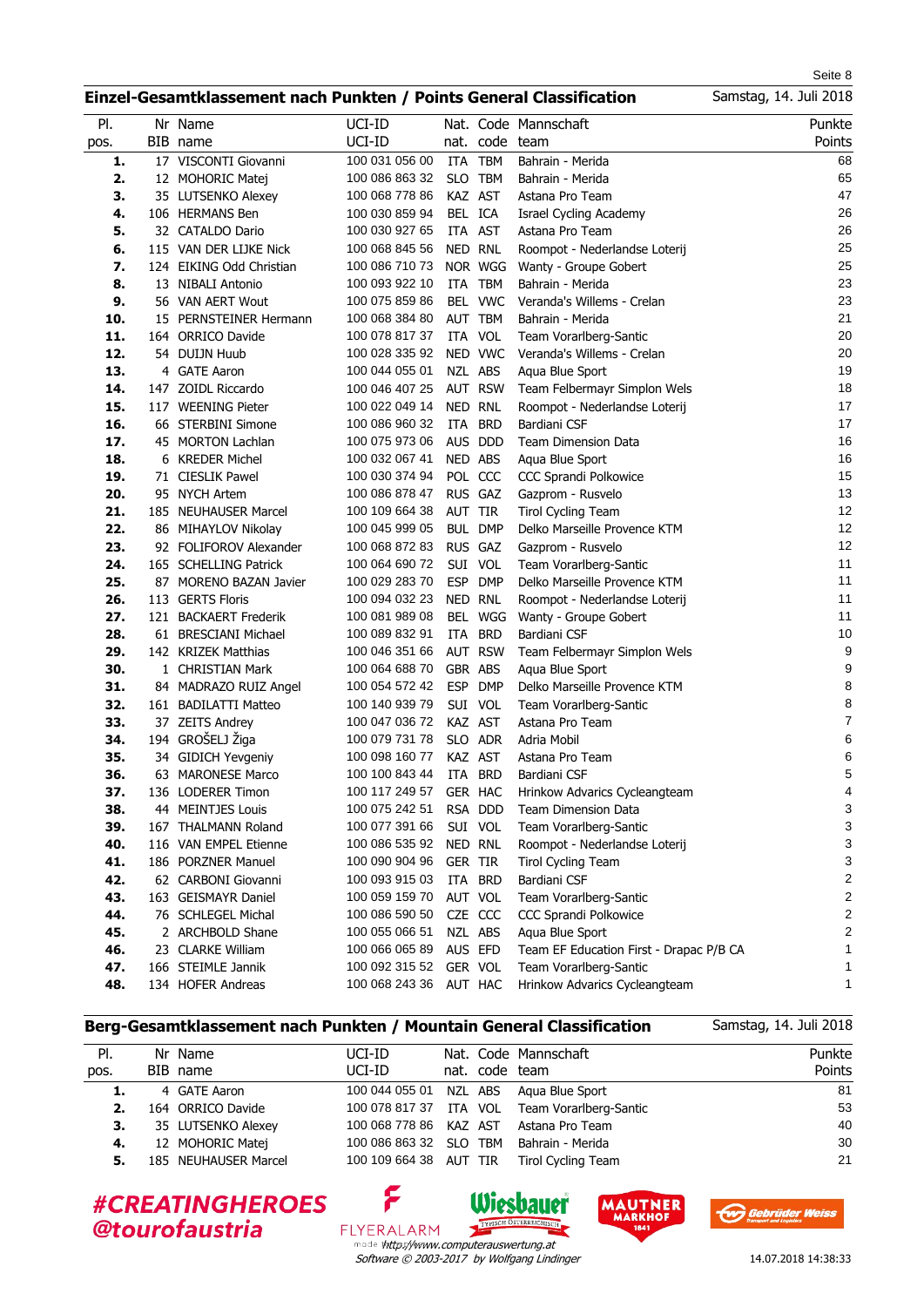## Einzel-Gesamtklassement nach Punkten / Points General Classification

Samstag, 14. Juli 2018

| Pl. pos. | Nr BIB | Name name | UCI-ID UCI-ID | Nat. nat. | Code code | Mannschaft team | Punkte Points |
|---|---|---|---|---|---|---|---|
| **1.** | 17 | VISCONTI Giovanni | 100 031 056 00 | ITA | TBM | Bahrain - Merida | 68 |
| **2.** | 12 | MOHORIC Matej | 100 086 863 32 | SLO | TBM | Bahrain - Merida | 65 |
| **3.** | 35 | LUTSENKO Alexey | 100 068 778 86 | KAZ | AST | Astana Pro Team | 47 |
| **4.** | 106 | HERMANS Ben | 100 030 859 94 | BEL | ICA | Israel Cycling Academy | 26 |
| **5.** | 32 | CATALDO Dario | 100 030 927 65 | ITA | AST | Astana Pro Team | 26 |
| **6.** | 115 | VAN DER LIJKE Nick | 100 068 845 56 | NED | RNL | Roompot - Nederlandse Loterij | 25 |
| **7.** | 124 | EIKING Odd Christian | 100 086 710 73 | NOR | WGG | Wanty - Groupe Gobert | 25 |
| **8.** | 13 | NIBALI Antonio | 100 093 922 10 | ITA | TBM | Bahrain - Merida | 23 |
| **9.** | 56 | VAN AERT Wout | 100 075 859 86 | BEL | VWC | Veranda's Willems - Crelan | 23 |
| **10.** | 15 | PERNSTEINER Hermann | 100 068 384 80 | AUT | TBM | Bahrain - Merida | 21 |
| **11.** | 164 | ORRICO Davide | 100 078 817 37 | ITA | VOL | Team Vorarlberg-Santic | 20 |
| **12.** | 54 | DUIJN Huub | 100 028 335 92 | NED | VWC | Veranda's Willems - Crelan | 20 |
| **13.** | 4 | GATE Aaron | 100 044 055 01 | NZL | ABS | Aqua Blue Sport | 19 |
| **14.** | 147 | ZOIDL Riccardo | 100 046 407 25 | AUT | RSW | Team Felbermayr Simplon Wels | 18 |
| **15.** | 117 | WEENING Pieter | 100 022 049 14 | NED | RNL | Roompot - Nederlandse Loterij | 17 |
| **16.** | 66 | STERBINI Simone | 100 086 960 32 | ITA | BRD | Bardiani CSF | 17 |
| **17.** | 45 | MORTON Lachlan | 100 075 973 06 | AUS | DDD | Team Dimension Data | 16 |
| **18.** | 6 | KREDER Michel | 100 032 067 41 | NED | ABS | Aqua Blue Sport | 16 |
| **19.** | 71 | CIESLIK Pawel | 100 030 374 94 | POL | CCC | CCC Sprandi Polkowice | 15 |
| **20.** | 95 | NYCH Artem | 100 086 878 47 | RUS | GAZ | Gazprom - Rusvelo | 13 |
| **21.** | 185 | NEUHAUSER Marcel | 100 109 664 38 | AUT | TIR | Tirol Cycling Team | 12 |
| **22.** | 86 | MIHAYLOV Nikolay | 100 045 999 05 | BUL | DMP | Delko Marseille Provence KTM | 12 |
| **23.** | 92 | FOLIFOROV Alexander | 100 068 872 83 | RUS | GAZ | Gazprom - Rusvelo | 12 |
| **24.** | 165 | SCHELLING Patrick | 100 064 690 72 | SUI | VOL | Team Vorarlberg-Santic | 11 |
| **25.** | 87 | MORENO BAZAN Javier | 100 029 283 70 | ESP | DMP | Delko Marseille Provence KTM | 11 |
| **26.** | 113 | GERTS Floris | 100 094 032 23 | NED | RNL | Roompot - Nederlandse Loterij | 11 |
| **27.** | 121 | BACKAERT Frederik | 100 081 989 08 | BEL | WGG | Wanty - Groupe Gobert | 11 |
| **28.** | 61 | BRESCIANI Michael | 100 089 832 91 | ITA | BRD | Bardiani CSF | 10 |
| **29.** | 142 | KRIZEK Matthias | 100 046 351 66 | AUT | RSW | Team Felbermayr Simplon Wels | 9 |
| **30.** | 1 | CHRISTIAN Mark | 100 064 688 70 | GBR | ABS | Aqua Blue Sport | 9 |
| **31.** | 84 | MADRAZO RUIZ Angel | 100 054 572 42 | ESP | DMP | Delko Marseille Provence KTM | 8 |
| **32.** | 161 | BADILATTI Matteo | 100 140 939 79 | SUI | VOL | Team Vorarlberg-Santic | 8 |
| **33.** | 37 | ZEITS Andrey | 100 047 036 72 | KAZ | AST | Astana Pro Team | 7 |
| **34.** | 194 | GROŠELJ Žiga | 100 079 731 78 | SLO | ADR | Adria Mobil | 6 |
| **35.** | 34 | GIDICH Yevgeniy | 100 098 160 77 | KAZ | AST | Astana Pro Team | 6 |
| **36.** | 63 | MARONESE Marco | 100 100 843 44 | ITA | BRD | Bardiani CSF | 5 |
| **37.** | 136 | LODERER Timon | 100 117 249 57 | GER | HAC | Hrinkow Advarics Cycleangteam | 4 |
| **38.** | 44 | MEINTJES Louis | 100 075 242 51 | RSA | DDD | Team Dimension Data | 3 |
| **39.** | 167 | THALMANN Roland | 100 077 391 66 | SUI | VOL | Team Vorarlberg-Santic | 3 |
| **40.** | 116 | VAN EMPEL Etienne | 100 086 535 92 | NED | RNL | Roompot - Nederlandse Loterij | 3 |
| **41.** | 186 | PORZNER Manuel | 100 090 904 96 | GER | TIR | Tirol Cycling Team | 3 |
| **42.** | 62 | CARBONI Giovanni | 100 093 915 03 | ITA | BRD | Bardiani CSF | 2 |
| **43.** | 163 | GEISMAYR Daniel | 100 059 159 70 | AUT | VOL | Team Vorarlberg-Santic | 2 |
| **44.** | 76 | SCHLEGEL Michal | 100 086 590 50 | CZE | CCC | CCC Sprandi Polkowice | 2 |
| **45.** | 2 | ARCHBOLD Shane | 100 055 066 51 | NZL | ABS | Aqua Blue Sport | 2 |
| **46.** | 23 | CLARKE William | 100 066 065 89 | AUS | EFD | Team EF Education First - Drapac P/B CA | 1 |
| **47.** | 166 | STEIMLE Jannik | 100 092 315 52 | GER | VOL | Team Vorarlberg-Santic | 1 |
| **48.** | 134 | HOFER Andreas | 100 068 243 36 | AUT | HAC | Hrinkow Advarics Cycleangteam | 1 |

## Berg-Gesamtklassement nach Punkten / Mountain General Classification

Samstag, 14. Juli 2018

| Pl. pos. | Nr BIB | Name name | UCI-ID UCI-ID | Nat. nat. | Code code | Mannschaft team | Punkte Points |
|---|---|---|---|---|---|---|---|
| **1.** | 4 | GATE Aaron | 100 044 055 01 | NZL | ABS | Aqua Blue Sport | 81 |
| **2.** | 164 | ORRICO Davide | 100 078 817 37 | ITA | VOL | Team Vorarlberg-Santic | 53 |
| **3.** | 35 | LUTSENKO Alexey | 100 068 778 86 | KAZ | AST | Astana Pro Team | 40 |
| **4.** | 12 | MOHORIC Matej | 100 086 863 32 | SLO | TBM | Bahrain - Merida | 30 |
| **5.** | 185 | NEUHAUSER Marcel | 100 109 664 38 | AUT | TIR | Tirol Cycling Team | 21 |

**#CREATINGHEROES**
**@tourofaustria**

made by http://www.computerauswertung.at
Software © 2003-2017 by Wolfgang Lindinger

14.07.2018 14:38:33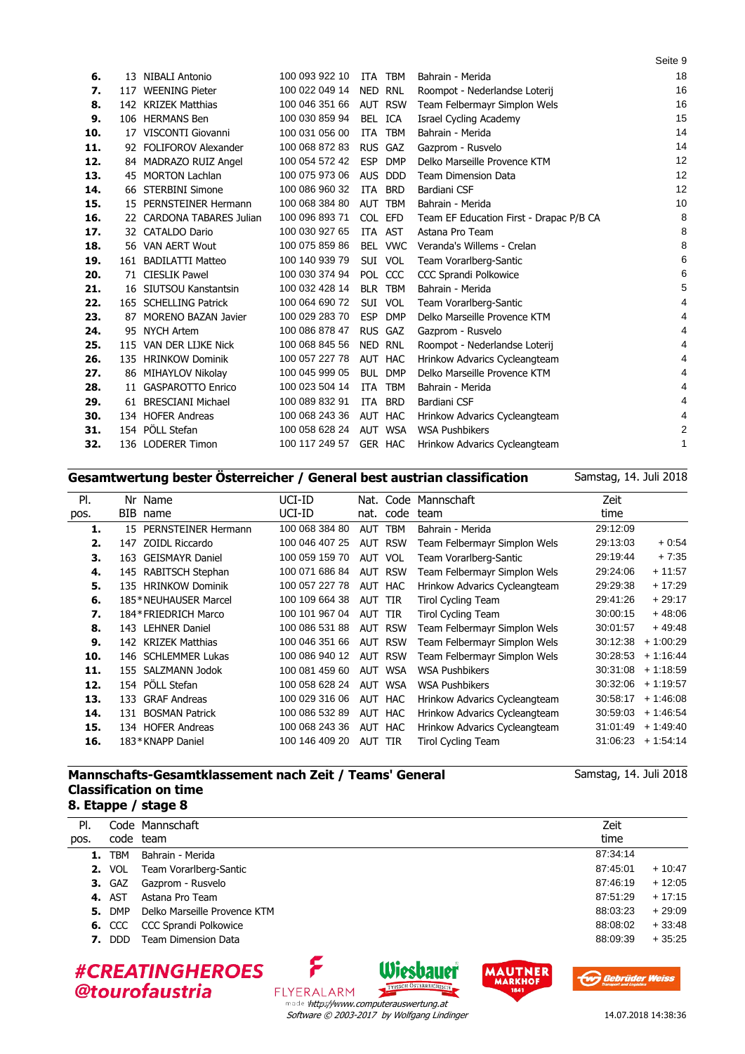| | | | | | | | |
|---|---|---|---|---|---|---|---|
| **6.** | 13 | NIBALI Antonio | 100 093 922 10 | ITA | TBM | Bahrain - Merida | 18 |
| **7.** | 117 | WEENING Pieter | 100 022 049 14 | NED | RNL | Roompot - Nederlandse Loterij | 16 |
| **8.** | 142 | KRIZEK Matthias | 100 046 351 66 | AUT | RSW | Team Felbermayr Simplon Wels | 16 |
| **9.** | 106 | HERMANS Ben | 100 030 859 94 | BEL | ICA | Israel Cycling Academy | 15 |
| **10.** | 17 | VISCONTI Giovanni | 100 031 056 00 | ITA | TBM | Bahrain - Merida | 14 |
| **11.** | 92 | FOLIFOROV Alexander | 100 068 872 83 | RUS | GAZ | Gazprom - Rusvelo | 14 |
| **12.** | 84 | MADRAZO RUIZ Angel | 100 054 572 42 | ESP | DMP | Delko Marseille Provence KTM | 12 |
| **13.** | 45 | MORTON Lachlan | 100 075 973 06 | AUS | DDD | Team Dimension Data | 12 |
| **14.** | 66 | STERBINI Simone | 100 086 960 32 | ITA | BRD | Bardiani CSF | 12 |
| **15.** | 15 | PERNSTEINER Hermann | 100 068 384 80 | AUT | TBM | Bahrain - Merida | 10 |
| **16.** | 22 | CARDONA TABARES Julian | 100 096 893 71 | COL | EFD | Team EF Education First - Drapac P/B CA | 8 |
| **17.** | 32 | CATALDO Dario | 100 030 927 65 | ITA | AST | Astana Pro Team | 8 |
| **18.** | 56 | VAN AERT Wout | 100 075 859 86 | BEL | VWC | Veranda's Willems - Crelan | 8 |
| **19.** | 161 | BADILATTI Matteo | 100 140 939 79 | SUI | VOL | Team Vorarlberg-Santic | 6 |
| **20.** | 71 | CIESLIK Pawel | 100 030 374 94 | POL | CCC | CCC Sprandi Polkowice | 6 |
| **21.** | 16 | SIUTSOU Kanstantsin | 100 032 428 14 | BLR | TBM | Bahrain - Merida | 5 |
| **22.** | 165 | SCHELLING Patrick | 100 064 690 72 | SUI | VOL | Team Vorarlberg-Santic | 4 |
| **23.** | 87 | MORENO BAZAN Javier | 100 029 283 70 | ESP | DMP | Delko Marseille Provence KTM | 4 |
| **24.** | 95 | NYCH Artem | 100 086 878 47 | RUS | GAZ | Gazprom - Rusvelo | 4 |
| **25.** | 115 | VAN DER LIJKE Nick | 100 068 845 56 | NED | RNL | Roompot - Nederlandse Loterij | 4 |
| **26.** | 135 | HRINKOW Dominik | 100 057 227 78 | AUT | HAC | Hrinkow Advarics Cycleangteam | 4 |
| **27.** | 86 | MIHAYLOV Nikolay | 100 045 999 05 | BUL | DMP | Delko Marseille Provence KTM | 4 |
| **28.** | 11 | GASPAROTTO Enrico | 100 023 504 14 | ITA | TBM | Bahrain - Merida | 4 |
| **29.** | 61 | BRESCIANI Michael | 100 089 832 91 | ITA | BRD | Bardiani CSF | 4 |
| **30.** | 134 | HOFER Andreas | 100 068 243 36 | AUT | HAC | Hrinkow Advarics Cycleangteam | 4 |
| **31.** | 154 | PÖLL Stefan | 100 058 628 24 | AUT | WSA | WSA Pushbikers | 2 |
| **32.** | 136 | LODERER Timon | 100 117 249 57 | GER | HAC | Hrinkow Advarics Cycleangteam | 1 |

## Gesamtwertung bester Österreicher / General best austrian classification

Samstag, 14. Juli 2018

| Pl. pos. | Nr BIB | Name name | UCI-ID UCI-ID | Nat. nat. | Code code | Mannschaft team | Zeit time | |
|---|---|---|---|---|---|---|---|---|
| **1.** | 15 | PERNSTEINER Hermann | 100 068 384 80 | AUT | TBM | Bahrain - Merida | 29:12:09 | |
| **2.** | 147 | ZOIDL Riccardo | 100 046 407 25 | AUT | RSW | Team Felbermayr Simplon Wels | 29:13:03 | + 0:54 |
| **3.** | 163 | GEISMAYR Daniel | 100 059 159 70 | AUT | VOL | Team Vorarlberg-Santic | 29:19:44 | + 7:35 |
| **4.** | 145 | RABITSCH Stephan | 100 071 686 84 | AUT | RSW | Team Felbermayr Simplon Wels | 29:24:06 | + 11:57 |
| **5.** | 135 | HRINKOW Dominik | 100 057 227 78 | AUT | HAC | Hrinkow Advarics Cycleangteam | 29:29:38 | + 17:29 |
| **6.** | 185* | NEUHAUSER Marcel | 100 109 664 38 | AUT | TIR | Tirol Cycling Team | 29:41:26 | + 29:17 |
| **7.** | 184* | FRIEDRICH Marco | 100 101 967 04 | AUT | TIR | Tirol Cycling Team | 30:00:15 | + 48:06 |
| **8.** | 143 | LEHNER Daniel | 100 086 531 88 | AUT | RSW | Team Felbermayr Simplon Wels | 30:01:57 | + 49:48 |
| **9.** | 142 | KRIZEK Matthias | 100 046 351 66 | AUT | RSW | Team Felbermayr Simplon Wels | 30:12:38 | + 1:00:29 |
| **10.** | 146 | SCHLEMMER Lukas | 100 086 940 12 | AUT | RSW | Team Felbermayr Simplon Wels | 30:28:53 | + 1:16:44 |
| **11.** | 155 | SALZMANN Jodok | 100 081 459 60 | AUT | WSA | WSA Pushbikers | 30:31:08 | + 1:18:59 |
| **12.** | 154 | PÖLL Stefan | 100 058 628 24 | AUT | WSA | WSA Pushbikers | 30:32:06 | + 1:19:57 |
| **13.** | 133 | GRAF Andreas | 100 029 316 06 | AUT | HAC | Hrinkow Advarics Cycleangteam | 30:58:17 | + 1:46:08 |
| **14.** | 131 | BOSMAN Patrick | 100 086 532 89 | AUT | HAC | Hrinkow Advarics Cycleangteam | 30:59:03 | + 1:46:54 |
| **15.** | 134 | HOFER Andreas | 100 068 243 36 | AUT | HAC | Hrinkow Advarics Cycleangteam | 31:01:49 | + 1:49:40 |
| **16.** | 183* | KNAPP Daniel | 100 146 409 20 | AUT | TIR | Tirol Cycling Team | 31:06:23 | + 1:54:14 |

## Mannschafts-Gesamtklassement nach Zeit / Teams' General Classification on time

## 8. Etappe / stage 8

Samstag, 14. Juli 2018

| Pl. pos. | Code code | Mannschaft team | Zeit time | |
|---|---|---|---|---|
| **1.** | TBM | Bahrain - Merida | 87:34:14 | |
| **2.** | VOL | Team Vorarlberg-Santic | 87:45:01 | + 10:47 |
| **3.** | GAZ | Gazprom - Rusvelo | 87:46:19 | + 12:05 |
| **4.** | AST | Astana Pro Team | 87:51:29 | + 17:15 |
| **5.** | DMP | Delko Marseille Provence KTM | 88:03:23 | + 29:09 |
| **6.** | CCC | CCC Sprandi Polkowice | 88:08:02 | + 33:48 |
| **7.** | DDD | Team Dimension Data | 88:09:39 | + 35:25 |

#CREATINGHEROES
@tourofaustria

http://www.computerauswertung.at
Software © 2003-2017 by Wolfgang Lindinger

14.07.2018 14:38:36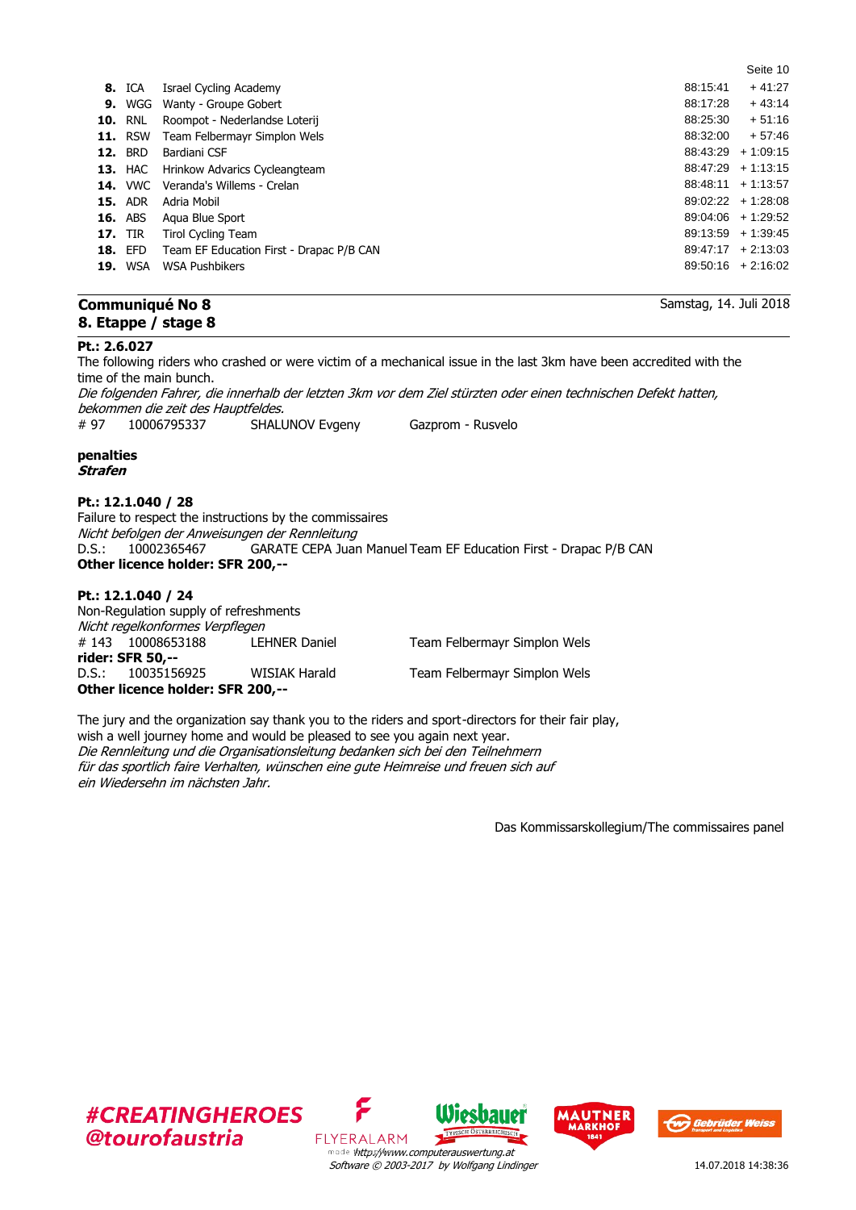| | | | | |
|---|---|---|---|---|
| **8.** | ICA | Israel Cycling Academy | 88:15:41 | + 41:27 |
| **9.** | WGG | Wanty - Groupe Gobert | 88:17:28 | + 43:14 |
| **10.** | RNL | Roompot - Nederlandse Loterij | 88:25:30 | + 51:16 |
| **11.** | RSW | Team Felbermayr Simplon Wels | 88:32:00 | + 57:46 |
| **12.** | BRD | Bardiani CSF | 88:43:29 | + 1:09:15 |
| **13.** | HAC | Hrinkow Advarics Cycleangteam | 88:47:29 | + 1:13:15 |
| **14.** | VWC | Veranda's Willems - Crelan | 88:48:11 | + 1:13:57 |
| **15.** | ADR | Adria Mobil | 89:02:22 | + 1:28:08 |
| **16.** | ABS | Aqua Blue Sport | 89:04:06 | + 1:29:52 |
| **17.** | TIR | Tirol Cycling Team | 89:13:59 | + 1:39:45 |
| **18.** | EFD | Team EF Education First - Drapac P/B CAN | 89:47:17 | + 2:13:03 |
| **19.** | WSA | WSA Pushbikers | 89:50:16 | + 2:16:02 |

## Communiqué No 8
## 8. Etappe / stage 8

Samstag, 14. Juli 2018

**Pt.: 2.6.027**

The following riders who crashed or were victim of a mechanical issue in the last 3km have been accredited with the time of the main bunch.

*Die folgenden Fahrer, die innerhalb der letzten 3km vor dem Ziel stürzten oder einen technischen Defekt hatten, bekommen die zeit des Hauptfeldes.*

# 97 10006795337 SHALUNOV Evgeny Gazprom - Rusvelo

**penalties**
***Strafen***

**Pt.: 12.1.040 / 28**

Failure to respect the instructions by the commissaires

*Nicht befolgen der Anweisungen der Rennleitung*

D.S.: 10002365467 GARATE CEPA Juan Manuel Team EF Education First - Drapac P/B CAN

**Other licence holder: SFR 200,--**

**Pt.: 12.1.040 / 24**

Non-Regulation supply of refreshments

*Nicht regelkonformes Verpflegen*

# 143 10008653188 LEHNER Daniel Team Felbermayr Simplon Wels

**rider: SFR 50,--**

D.S.: 10035156925 WISIAK Harald Team Felbermayr Simplon Wels

**Other licence holder: SFR 200,--**

The jury and the organization say thank you to the riders and sport-directors for their fair play, wish a well journey home and would be pleased to see you again next year.

*Die Rennleitung und die Organisationsleitung bedanken sich bei den Teilnehmern für das sportlich faire Verhalten, wünschen eine gute Heimreise und freuen sich auf ein Wiedersehn im nächsten Jahr.*

Das Kommissarskollegium/The commissaires panel

#CREATINGHEROES
@tourofaustria

http://www.computerauswertung.at
Software © 2003-2017 by Wolfgang Lindinger

14.07.2018 14:38:36